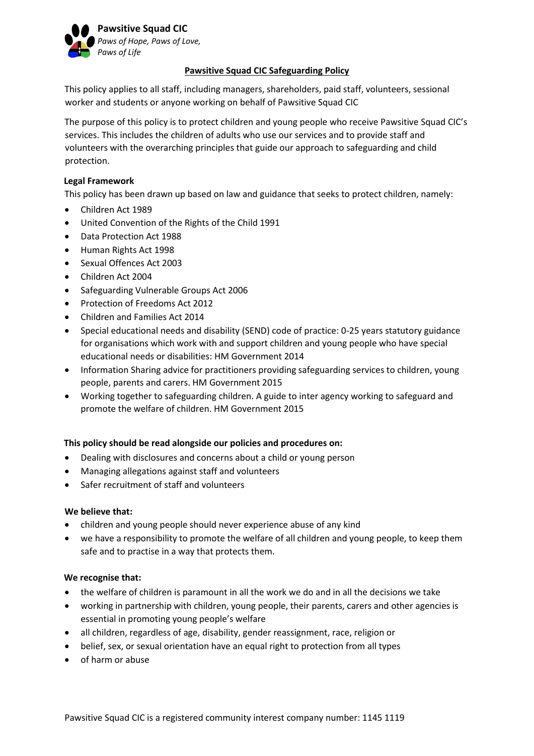**Pawsitive Squad CIC**
*Paws of Hope, Paws of Love, Paws of Life*

# Pawsitive Squad CIC Safeguarding Policy

This policy applies to all staff, including managers, shareholders, paid staff, volunteers, sessional worker and students or anyone working on behalf of Pawsitive Squad CIC

The purpose of this policy is to protect children and young people who receive Pawsitive Squad CIC's services. This includes the children of adults who use our services and to provide staff and volunteers with the overarching principles that guide our approach to safeguarding and child protection.

**Legal Framework**

This policy has been drawn up based on law and guidance that seeks to protect children, namely:

- Children Act 1989
- United Convention of the Rights of the Child 1991
- Data Protection Act 1988
- Human Rights Act 1998
- Sexual Offences Act 2003
- Children Act 2004
- Safeguarding Vulnerable Groups Act 2006
- Protection of Freedoms Act 2012
- Children and Families Act 2014
- Special educational needs and disability (SEND) code of practice: 0-25 years statutory guidance for organisations which work with and support children and young people who have special educational needs or disabilities: HM Government 2014
- Information Sharing advice for practitioners providing safeguarding services to children, young people, parents and carers. HM Government 2015
- Working together to safeguarding children. A guide to inter agency working to safeguard and promote the welfare of children. HM Government 2015

**This policy should be read alongside our policies and procedures on:**

- Dealing with disclosures and concerns about a child or young person
- Managing allegations against staff and volunteers
- Safer recruitment of staff and volunteers

**We believe that:**

- children and young people should never experience abuse of any kind
- we have a responsibility to promote the welfare of all children and young people, to keep them safe and to practise in a way that protects them.

**We recognise that:**

- the welfare of children is paramount in all the work we do and in all the decisions we take
- working in partnership with children, young people, their parents, carers and other agencies is essential in promoting young people's welfare
- all children, regardless of age, disability, gender reassignment, race, religion or
- belief, sex, or sexual orientation have an equal right to protection from all types
- of harm or abuse

Pawsitive Squad CIC is a registered community interest company number: 1145 1119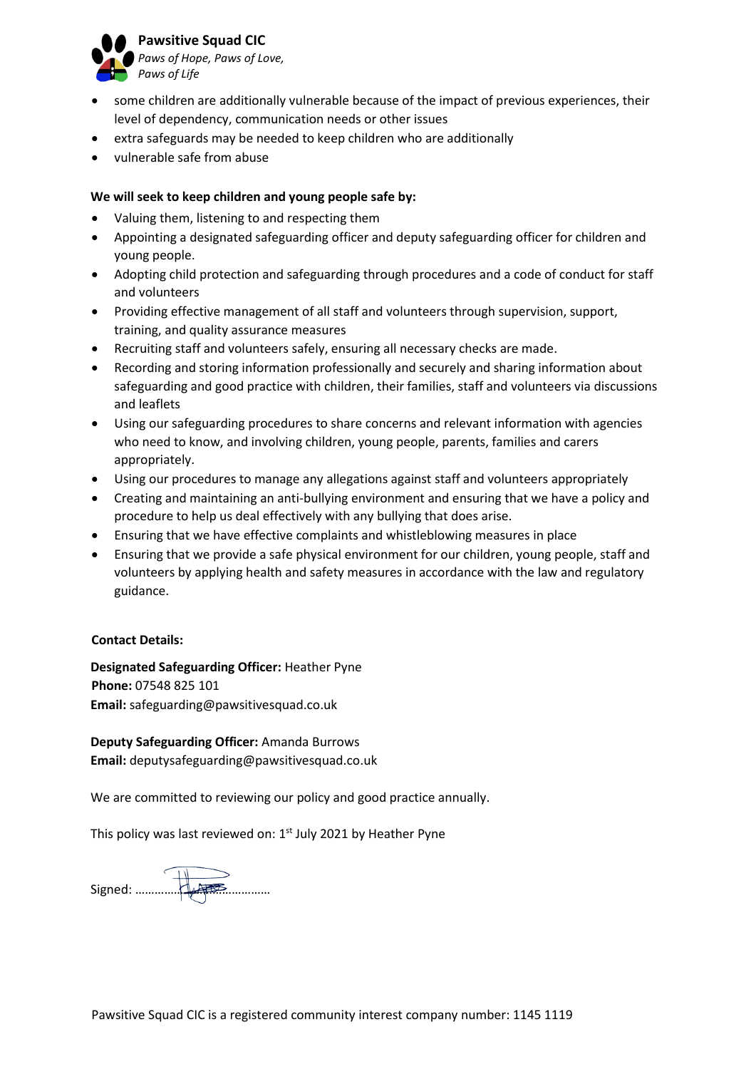- some children are additionally vulnerable because of the impact of previous experiences, their level of dependency, communication needs or other issues
- extra safeguards may be needed to keep children who are additionally
- vulnerable safe from abuse

**We will seek to keep children and young people safe by:**

- Valuing them, listening to and respecting them
- Appointing a designated safeguarding officer and deputy safeguarding officer for children and young people.
- Adopting child protection and safeguarding through procedures and a code of conduct for staff and volunteers
- Providing effective management of all staff and volunteers through supervision, support, training, and quality assurance measures
- Recruiting staff and volunteers safely, ensuring all necessary checks are made.
- Recording and storing information professionally and securely and sharing information about safeguarding and good practice with children, their families, staff and volunteers via discussions and leaflets
- Using our safeguarding procedures to share concerns and relevant information with agencies who need to know, and involving children, young people, parents, families and carers appropriately.
- Using our procedures to manage any allegations against staff and volunteers appropriately
- Creating and maintaining an anti-bullying environment and ensuring that we have a policy and procedure to help us deal effectively with any bullying that does arise.
- Ensuring that we have effective complaints and whistleblowing measures in place
- Ensuring that we provide a safe physical environment for our children, young people, staff and volunteers by applying health and safety measures in accordance with the law and regulatory guidance.

**Contact Details:**

**Designated Safeguarding Officer:** Heather Pyne
**Phone:** 07548 825 101
**Email:** safeguarding@pawsitivesquad.co.uk

**Deputy Safeguarding Officer:** Amanda Burrows
**Email:** deputysafeguarding@pawsitivesquad.co.uk

We are committed to reviewing our policy and good practice annually.

This policy was last reviewed on: 1st July 2021 by Heather Pyne

Signed: ……………………………………

Pawsitive Squad CIC is a registered community interest company number: 1145 1119